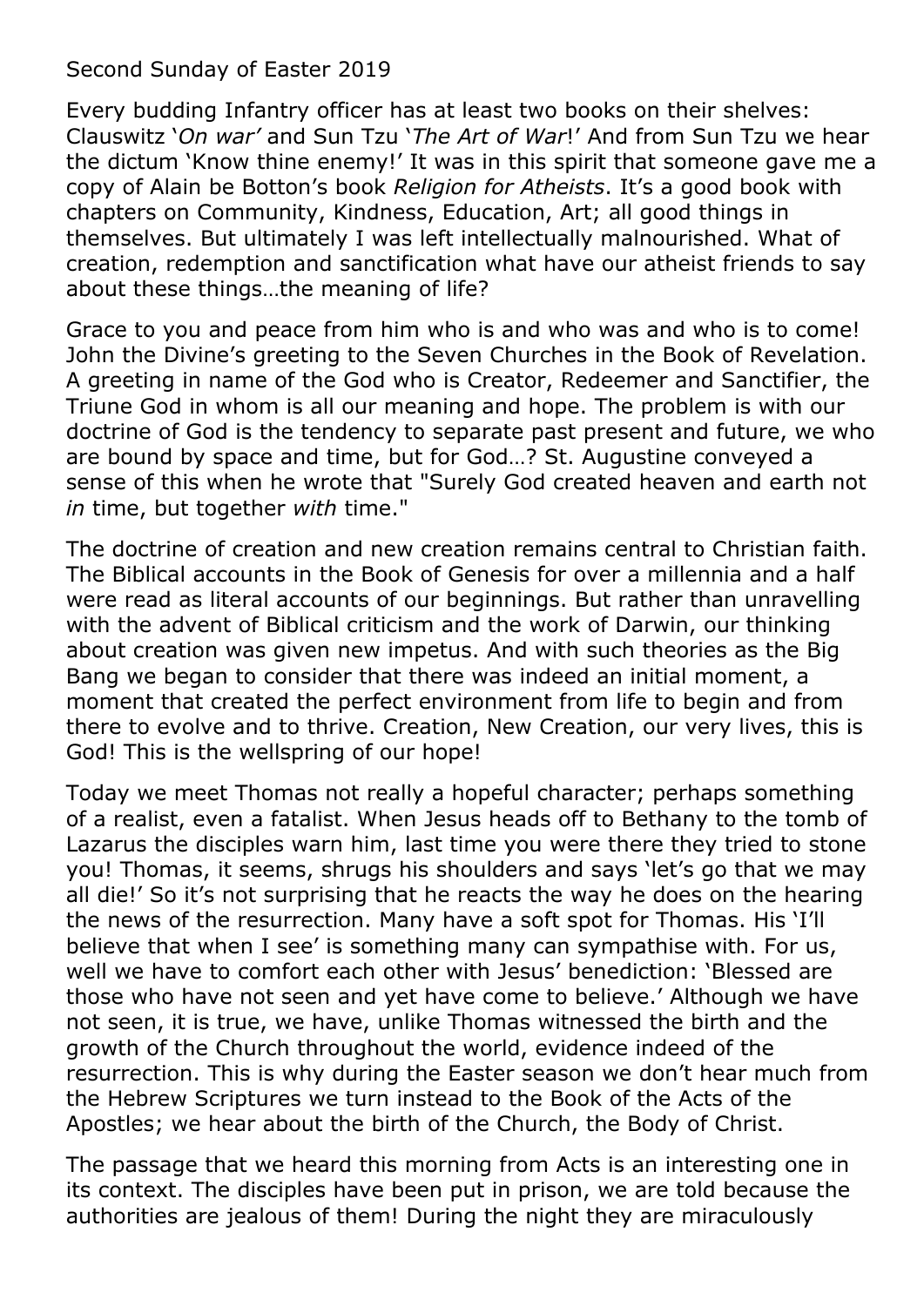Second Sunday of Easter 2019

Every budding Infantry officer has at least two books on their shelves: Clauswitz '*On war'* and Sun Tzu '*The Art of War*!' And from Sun Tzu we hear the dictum 'Know thine enemy!' It was in this spirit that someone gave me a copy of Alain be Botton's book *Religion for Atheists*. It's a good book with chapters on Community, Kindness, Education, Art; all good things in themselves. But ultimately I was left intellectually malnourished. What of creation, redemption and sanctification what have our atheist friends to say about these things…the meaning of life?

Grace to you and peace from him who is and who was and who is to come! John the Divine's greeting to the Seven Churches in the Book of Revelation. A greeting in name of the God who is Creator, Redeemer and Sanctifier, the Triune God in whom is all our meaning and hope. The problem is with our doctrine of God is the tendency to separate past present and future, we who are bound by space and time, but for God…? St. Augustine conveyed a sense of this when he wrote that "Surely God created heaven and earth not *in* time, but together *with* time."

The doctrine of creation and new creation remains central to Christian faith. The Biblical accounts in the Book of Genesis for over a millennia and a half were read as literal accounts of our beginnings. But rather than unravelling with the advent of Biblical criticism and the work of Darwin, our thinking about creation was given new impetus. And with such theories as the Big Bang we began to consider that there was indeed an initial moment, a moment that created the perfect environment from life to begin and from there to evolve and to thrive. Creation, New Creation, our very lives, this is God! This is the wellspring of our hope!

Today we meet Thomas not really a hopeful character; perhaps something of a realist, even a fatalist. When Jesus heads off to Bethany to the tomb of Lazarus the disciples warn him, last time you were there they tried to stone you! Thomas, it seems, shrugs his shoulders and says 'let's go that we may all die!' So it's not surprising that he reacts the way he does on the hearing the news of the resurrection. Many have a soft spot for Thomas. His 'I'll believe that when I see' is something many can sympathise with. For us, well we have to comfort each other with Jesus' benediction: 'Blessed are those who have not seen and yet have come to believe.' Although we have not seen, it is true, we have, unlike Thomas witnessed the birth and the growth of the Church throughout the world, evidence indeed of the resurrection. This is why during the Easter season we don't hear much from the Hebrew Scriptures we turn instead to the Book of the Acts of the Apostles; we hear about the birth of the Church, the Body of Christ.

The passage that we heard this morning from Acts is an interesting one in its context. The disciples have been put in prison, we are told because the authorities are jealous of them! During the night they are miraculously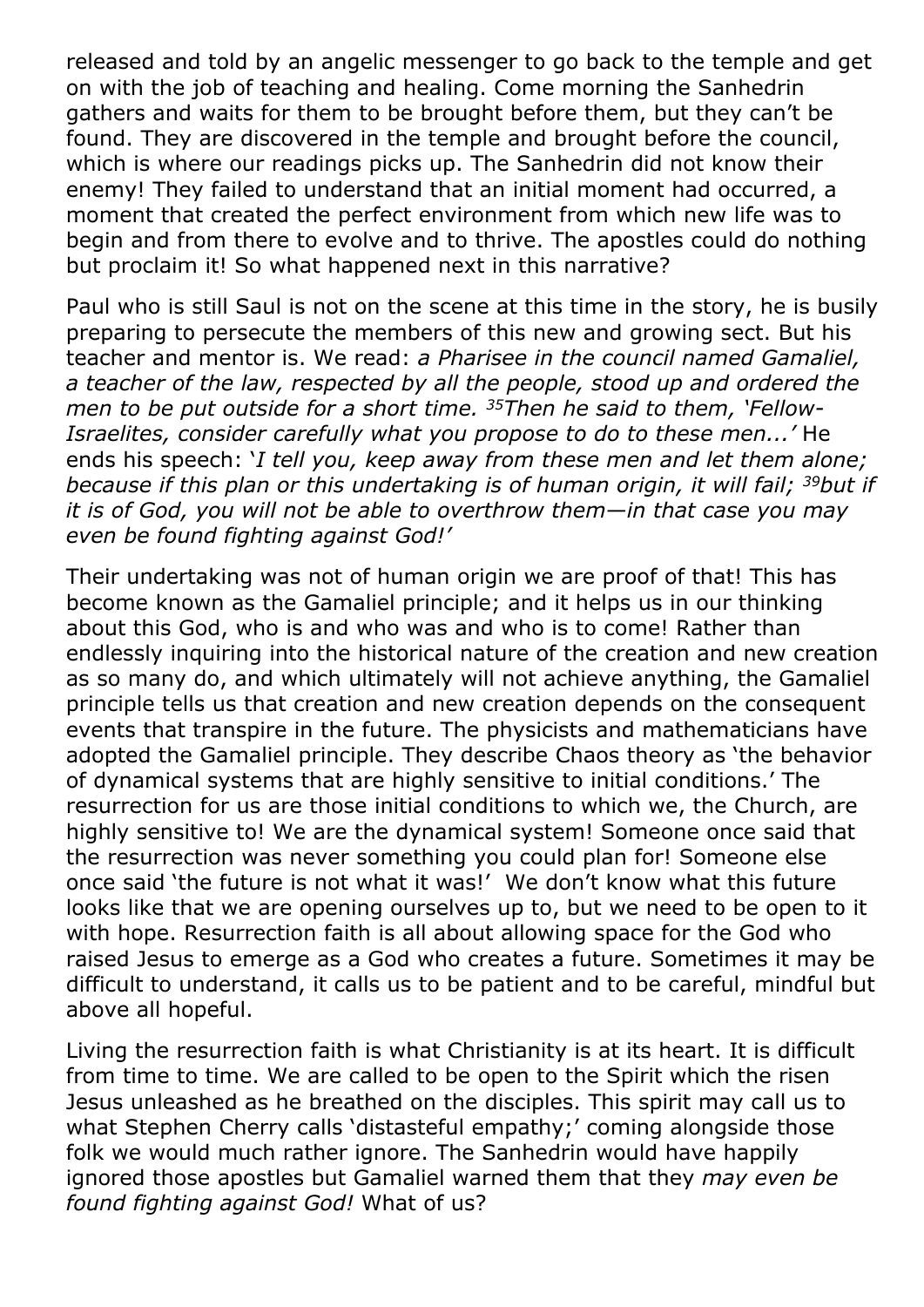released and told by an angelic messenger to go back to the temple and get on with the job of teaching and healing. Come morning the Sanhedrin gathers and waits for them to be brought before them, but they can't be found. They are discovered in the temple and brought before the council, which is where our readings picks up. The Sanhedrin did not know their enemy! They failed to understand that an initial moment had occurred, a moment that created the perfect environment from which new life was to begin and from there to evolve and to thrive. The apostles could do nothing but proclaim it! So what happened next in this narrative?

Paul who is still Saul is not on the scene at this time in the story, he is busily preparing to persecute the members of this new and growing sect. But his teacher and mentor is. We read: *a Pharisee in the council named Gamaliel, a teacher of the law, respected by all the people, stood up and ordered the men to be put outside for a short time.* [35]*Then he said to them, 'Fellow-Israelites, consider carefully what you propose to do to these men...'* He ends his speech: *'I tell you, keep away from these men and let them alone; because if this plan or this undertaking is of human origin, it will fail;* [39]*but if it is of God, you will not be able to overthrow them—in that case you may even be found fighting against God!'*

Their undertaking was not of human origin we are proof of that! This has become known as the Gamaliel principle; and it helps us in our thinking about this God, who is and who was and who is to come! Rather than endlessly inquiring into the historical nature of the creation and new creation as so many do, and which ultimately will not achieve anything, the Gamaliel principle tells us that creation and new creation depends on the consequent events that transpire in the future. The physicists and mathematicians have adopted the Gamaliel principle. They describe Chaos theory as 'the behavior of dynamical systems that are highly sensitive to initial conditions.' The resurrection for us are those initial conditions to which we, the Church, are highly sensitive to! We are the dynamical system! Someone once said that the resurrection was never something you could plan for! Someone else once said 'the future is not what it was!' We don't know what this future looks like that we are opening ourselves up to, but we need to be open to it with hope. Resurrection faith is all about allowing space for the God who raised Jesus to emerge as a God who creates a future. Sometimes it may be difficult to understand, it calls us to be patient and to be careful, mindful but above all hopeful.

Living the resurrection faith is what Christianity is at its heart. It is difficult from time to time. We are called to be open to the Spirit which the risen Jesus unleashed as he breathed on the disciples. This spirit may call us to what Stephen Cherry calls 'distasteful empathy;' coming alongside those folk we would much rather ignore. The Sanhedrin would have happily ignored those apostles but Gamaliel warned them that they *may even be found fighting against God!* What of us?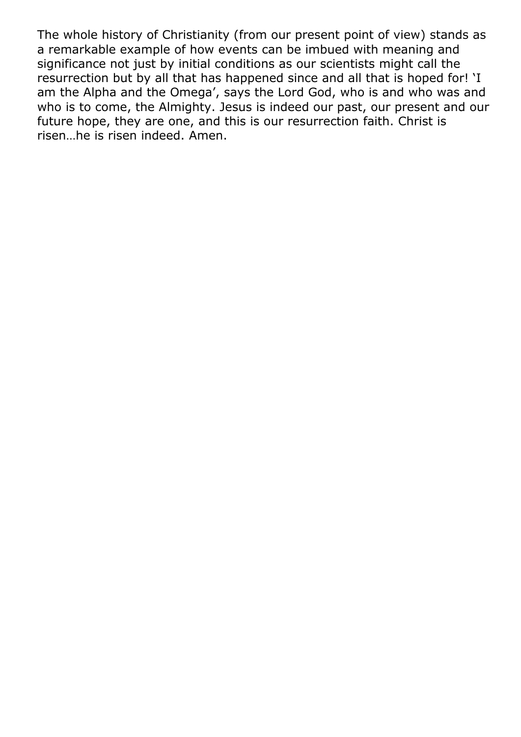The whole history of Christianity (from our present point of view) stands as a remarkable example of how events can be imbued with meaning and significance not just by initial conditions as our scientists might call the resurrection but by all that has happened since and all that is hoped for! 'I am the Alpha and the Omega', says the Lord God, who is and who was and who is to come, the Almighty. Jesus is indeed our past, our present and our future hope, they are one, and this is our resurrection faith. Christ is risen…he is risen indeed. Amen.